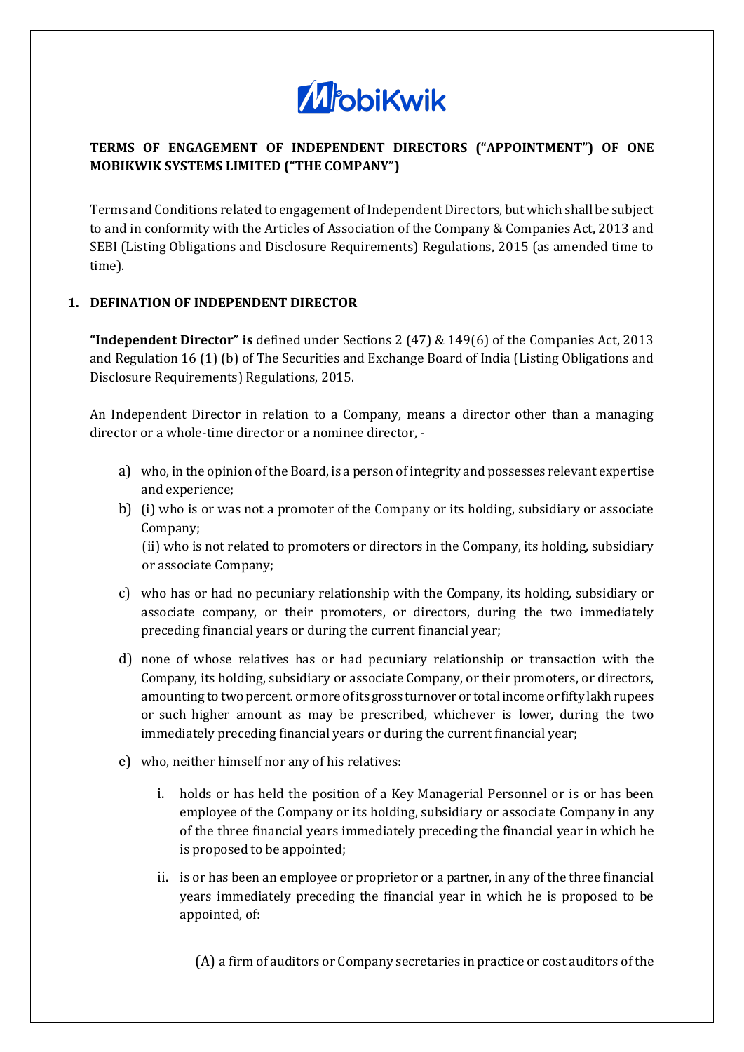**TERMS OF ENGAGEMENT OF INDEPENDENT DIRECTORS ("APPOINTMENT") OF ONE MOBIKWIK SYSTEMS LIMITED ("THE COMPANY")**

Terms and Conditions related to engagement of Independent Directors, but which shall be subject to and in conformity with the Articles of Association of the Company & Companies Act, 2013 and SEBI (Listing Obligations and Disclosure Requirements) Regulations, 2015 (as amended time to time).

## 1. DEFINATION OF INDEPENDENT DIRECTOR

**"Independent Director" is** defined under Sections 2 (47) & 149(6) of the Companies Act, 2013 and Regulation 16 (1) (b) of The Securities and Exchange Board of India (Listing Obligations and Disclosure Requirements) Regulations, 2015.

An Independent Director in relation to a Company, means a director other than a managing director or a whole-time director or a nominee director, -

a) who, in the opinion of the Board, is a person of integrity and possesses relevant expertise and experience;

b) (i) who is or was not a promoter of the Company or its holding, subsidiary or associate Company;
   (ii) who is not related to promoters or directors in the Company, its holding, subsidiary or associate Company;

c) who has or had no pecuniary relationship with the Company, its holding, subsidiary or associate company, or their promoters, or directors, during the two immediately preceding financial years or during the current financial year;

d) none of whose relatives has or had pecuniary relationship or transaction with the Company, its holding, subsidiary or associate Company, or their promoters, or directors, amounting to two percent. or more of its gross turnover or total income or fifty lakh rupees or such higher amount as may be prescribed, whichever is lower, during the two immediately preceding financial years or during the current financial year;

e) who, neither himself nor any of his relatives:

   i. holds or has held the position of a Key Managerial Personnel or is or has been employee of the Company or its holding, subsidiary or associate Company in any of the three financial years immediately preceding the financial year in which he is proposed to be appointed;

   ii. is or has been an employee or proprietor or a partner, in any of the three financial years immediately preceding the financial year in which he is proposed to be appointed, of:

      (A) a firm of auditors or Company secretaries in practice or cost auditors of the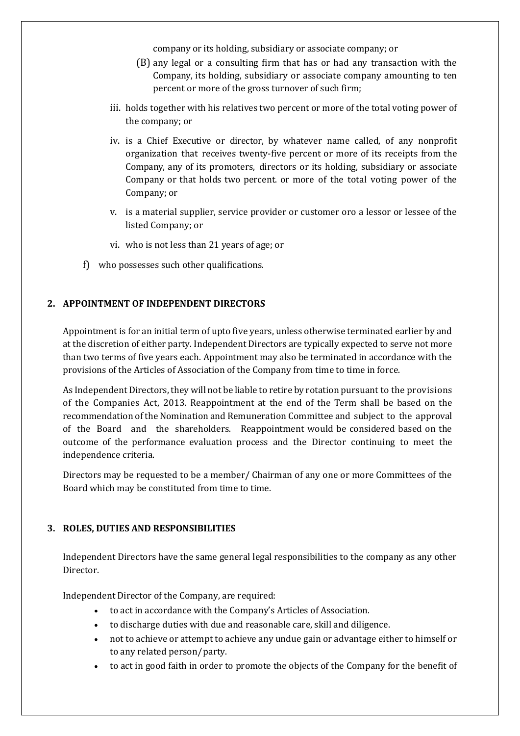company or its holding, subsidiary or associate company; or

(B) any legal or a consulting firm that has or had any transaction with the Company, its holding, subsidiary or associate company amounting to ten percent or more of the gross turnover of such firm;

iii. holds together with his relatives two percent or more of the total voting power of the company; or

iv. is a Chief Executive or director, by whatever name called, of any nonprofit organization that receives twenty-five percent or more of its receipts from the Company, any of its promoters, directors or its holding, subsidiary or associate Company or that holds two percent. or more of the total voting power of the Company; or

v. is a material supplier, service provider or customer oro a lessor or lessee of the listed Company; or

vi. who is not less than 21 years of age; or

f) who possesses such other qualifications.

## 2. APPOINTMENT OF INDEPENDENT DIRECTORS

Appointment is for an initial term of upto five years, unless otherwise terminated earlier by and at the discretion of either party. Independent Directors are typically expected to serve not more than two terms of five years each. Appointment may also be terminated in accordance with the provisions of the Articles of Association of the Company from time to time in force.

As Independent Directors, they will not be liable to retire by rotation pursuant to the provisions of the Companies Act, 2013. Reappointment at the end of the Term shall be based on the recommendation of the Nomination and Remuneration Committee and subject to the approval of the Board and the shareholders. Reappointment would be considered based on the outcome of the performance evaluation process and the Director continuing to meet the independence criteria.

Directors may be requested to be a member/ Chairman of any one or more Committees of the Board which may be constituted from time to time.

## 3. ROLES, DUTIES AND RESPONSIBILITIES

Independent Directors have the same general legal responsibilities to the company as any other Director.

Independent Director of the Company, are required:

- to act in accordance with the Company's Articles of Association.
- to discharge duties with due and reasonable care, skill and diligence.
- not to achieve or attempt to achieve any undue gain or advantage either to himself or to any related person/party.
- to act in good faith in order to promote the objects of the Company for the benefit of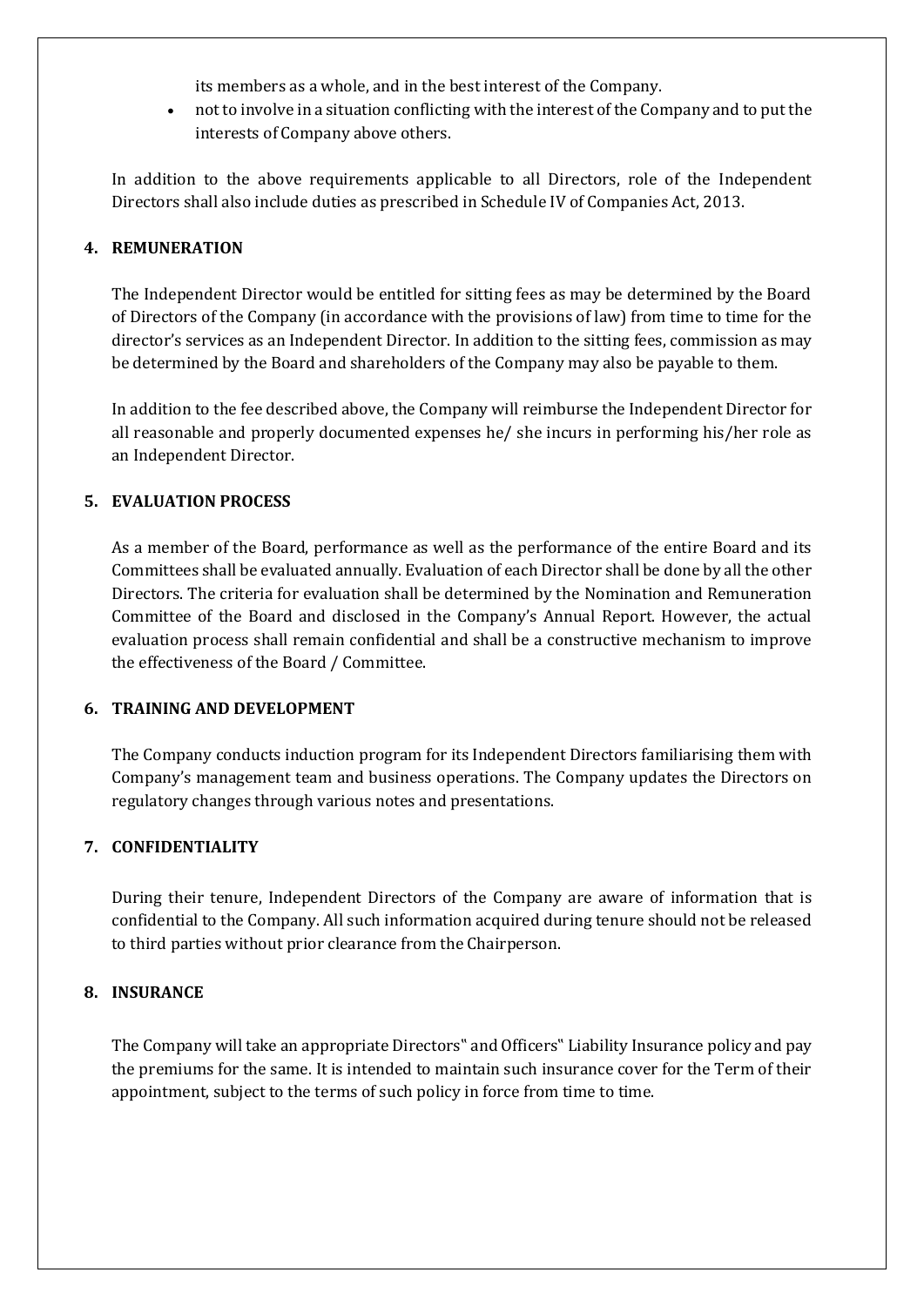its members as a whole, and in the best interest of the Company.

- not to involve in a situation conflicting with the interest of the Company and to put the interests of Company above others.

In addition to the above requirements applicable to all Directors, role of the Independent Directors shall also include duties as prescribed in Schedule IV of Companies Act, 2013.

## 4. REMUNERATION

The Independent Director would be entitled for sitting fees as may be determined by the Board of Directors of the Company (in accordance with the provisions of law) from time to time for the director's services as an Independent Director. In addition to the sitting fees, commission as may be determined by the Board and shareholders of the Company may also be payable to them.

In addition to the fee described above, the Company will reimburse the Independent Director for all reasonable and properly documented expenses he/ she incurs in performing his/her role as an Independent Director.

## 5. EVALUATION PROCESS

As a member of the Board, performance as well as the performance of the entire Board and its Committees shall be evaluated annually. Evaluation of each Director shall be done by all the other Directors. The criteria for evaluation shall be determined by the Nomination and Remuneration Committee of the Board and disclosed in the Company's Annual Report. However, the actual evaluation process shall remain confidential and shall be a constructive mechanism to improve the effectiveness of the Board / Committee.

## 6. TRAINING AND DEVELOPMENT

The Company conducts induction program for its Independent Directors familiarising them with Company's management team and business operations. The Company updates the Directors on regulatory changes through various notes and presentations.

## 7. CONFIDENTIALITY

During their tenure, Independent Directors of the Company are aware of information that is confidential to the Company. All such information acquired during tenure should not be released to third parties without prior clearance from the Chairperson.

## 8. INSURANCE

The Company will take an appropriate Directors‟ and Officers‟ Liability Insurance policy and pay the premiums for the same. It is intended to maintain such insurance cover for the Term of their appointment, subject to the terms of such policy in force from time to time.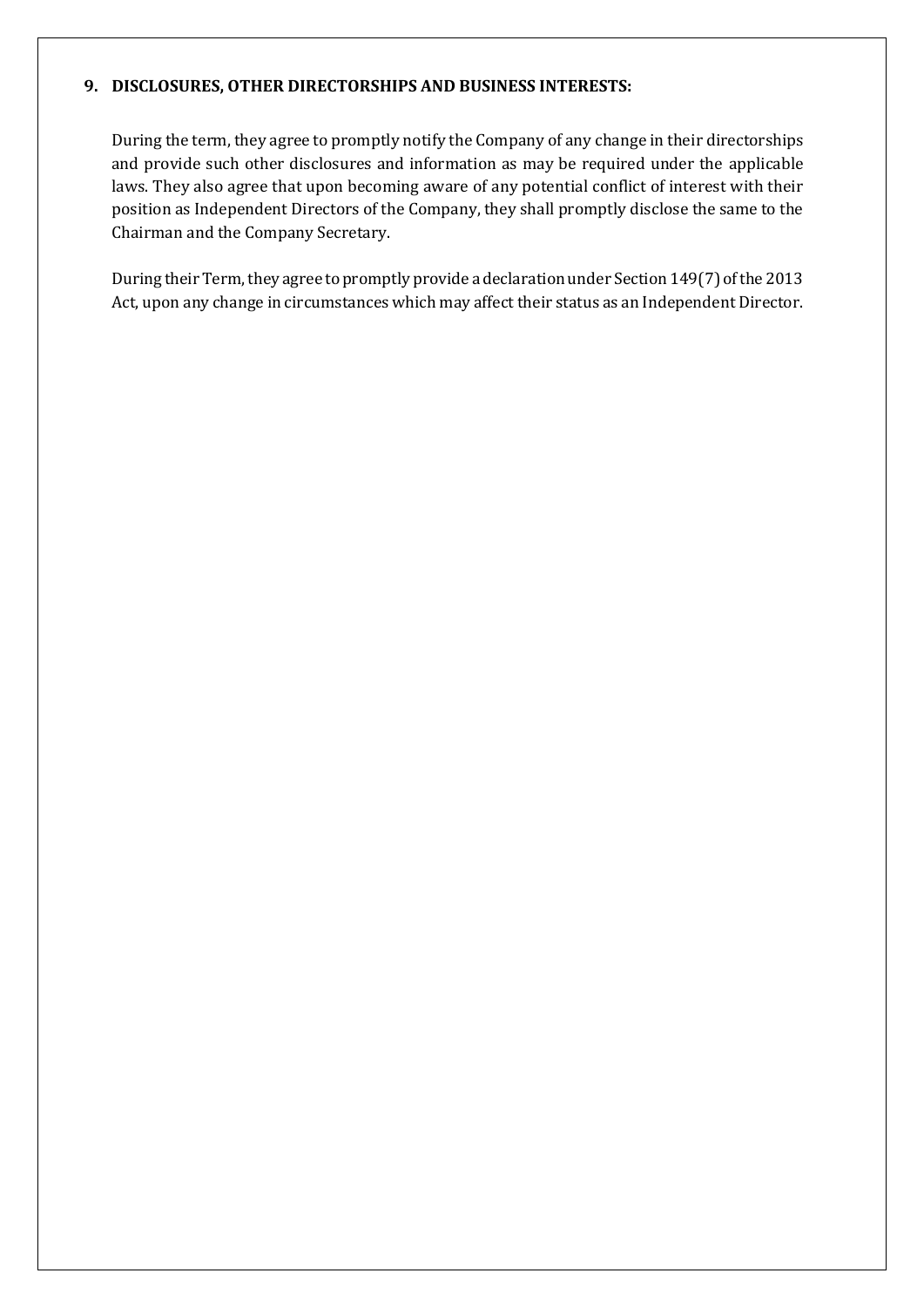## 9. DISCLOSURES, OTHER DIRECTORSHIPS AND BUSINESS INTERESTS:

During the term, they agree to promptly notify the Company of any change in their directorships and provide such other disclosures and information as may be required under the applicable laws. They also agree that upon becoming aware of any potential conflict of interest with their position as Independent Directors of the Company, they shall promptly disclose the same to the Chairman and the Company Secretary.

During their Term, they agree to promptly provide a declaration under Section 149(7) of the 2013 Act, upon any change in circumstances which may affect their status as an Independent Director.